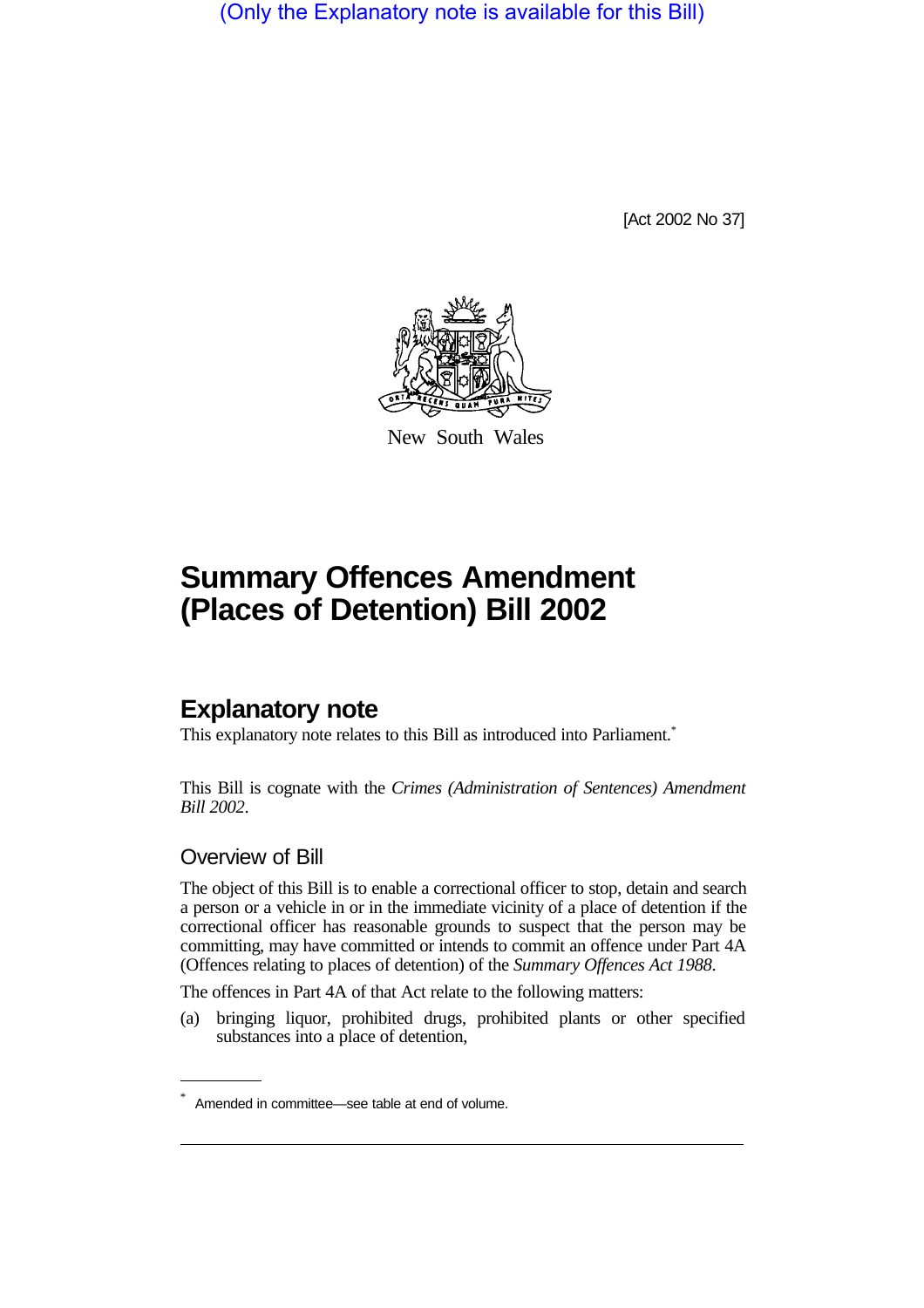(Only the Explanatory note is available for this Bill)

[Act 2002 No 37]

New South Wales

# Summary Offences Amendment (Places of Detention) Bill 2002

## Explanatory note

This explanatory note relates to this Bill as introduced into Parliament.*

This Bill is cognate with the *Crimes (Administration of Sentences) Amendment Bill 2002*.

### Overview of Bill

The object of this Bill is to enable a correctional officer to stop, detain and search a person or a vehicle in or in the immediate vicinity of a place of detention if the correctional officer has reasonable grounds to suspect that the person may be committing, may have committed or intends to commit an offence under Part 4A (Offences relating to places of detention) of the *Summary Offences Act 1988*.

The offences in Part 4A of that Act relate to the following matters:

(a) bringing liquor, prohibited drugs, prohibited plants or other specified substances into a place of detention,

* Amended in committee—see table at end of volume.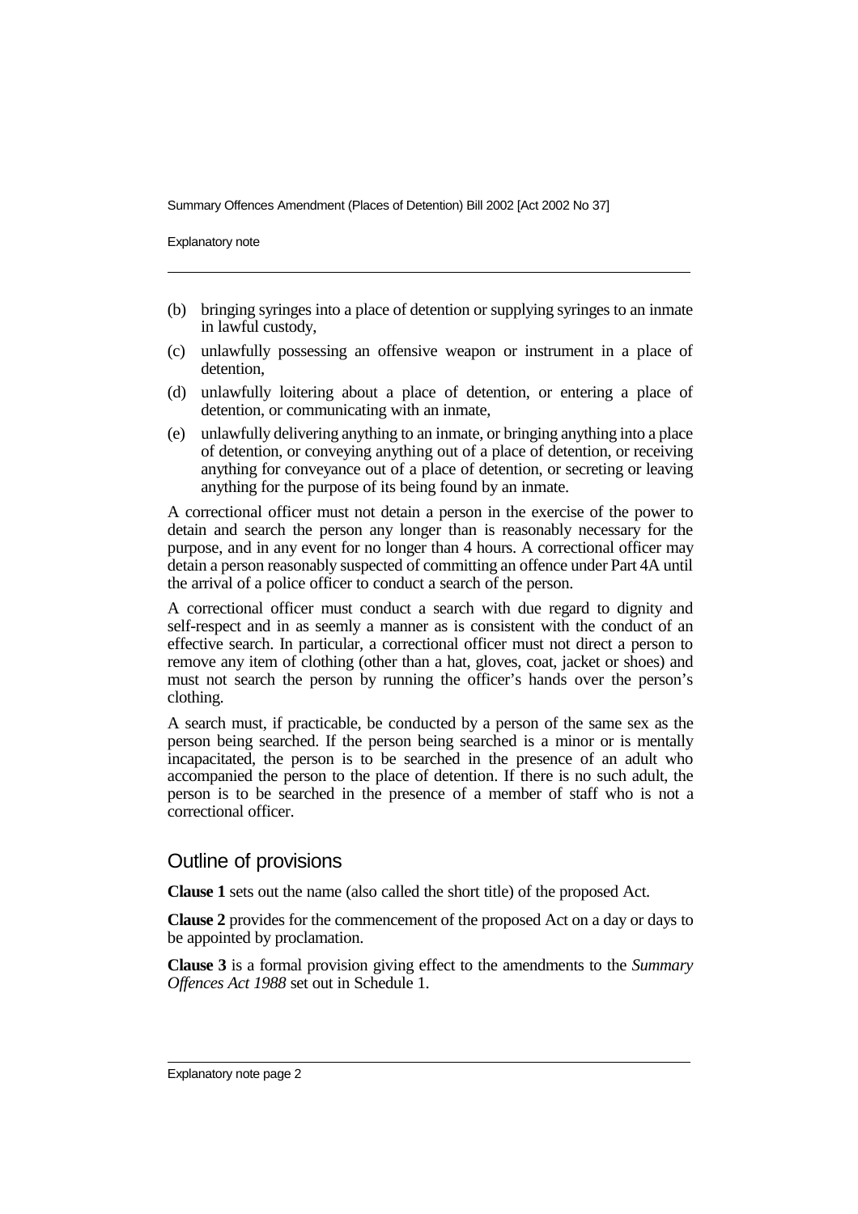(b) bringing syringes into a place of detention or supplying syringes to an inmate in lawful custody,

(c) unlawfully possessing an offensive weapon or instrument in a place of detention,

(d) unlawfully loitering about a place of detention, or entering a place of detention, or communicating with an inmate,

(e) unlawfully delivering anything to an inmate, or bringing anything into a place of detention, or conveying anything out of a place of detention, or receiving anything for conveyance out of a place of detention, or secreting or leaving anything for the purpose of its being found by an inmate.

A correctional officer must not detain a person in the exercise of the power to detain and search the person any longer than is reasonably necessary for the purpose, and in any event for no longer than 4 hours. A correctional officer may detain a person reasonably suspected of committing an offence under Part 4A until the arrival of a police officer to conduct a search of the person.

A correctional officer must conduct a search with due regard to dignity and self-respect and in as seemly a manner as is consistent with the conduct of an effective search. In particular, a correctional officer must not direct a person to remove any item of clothing (other than a hat, gloves, coat, jacket or shoes) and must not search the person by running the officer's hands over the person's clothing.

A search must, if practicable, be conducted by a person of the same sex as the person being searched. If the person being searched is a minor or is mentally incapacitated, the person is to be searched in the presence of an adult who accompanied the person to the place of detention. If there is no such adult, the person is to be searched in the presence of a member of staff who is not a correctional officer.

## Outline of provisions

**Clause 1** sets out the name (also called the short title) of the proposed Act.

**Clause 2** provides for the commencement of the proposed Act on a day or days to be appointed by proclamation.

**Clause 3** is a formal provision giving effect to the amendments to the *Summary Offences Act 1988* set out in Schedule 1.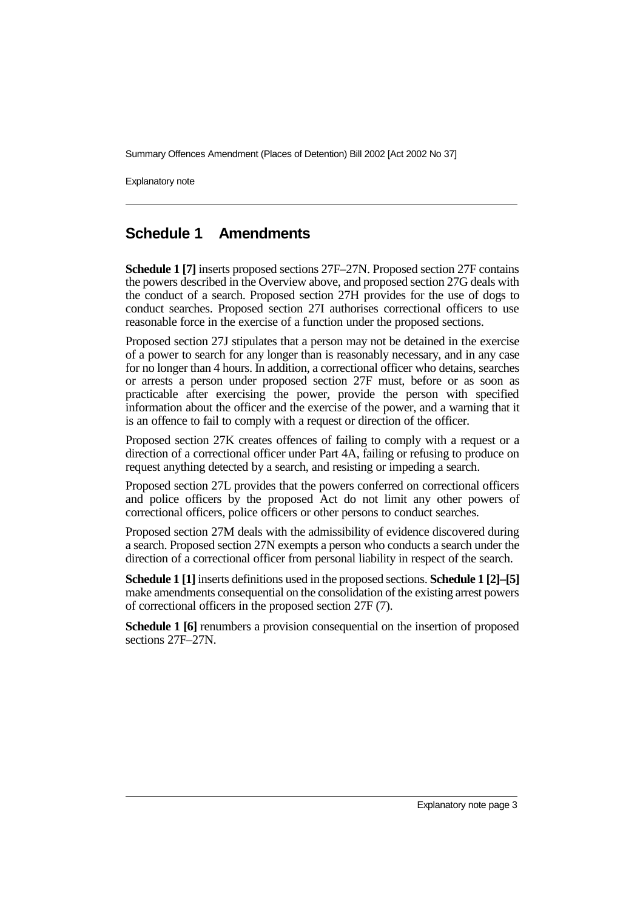## Schedule 1 Amendments

**Schedule 1 [7]** inserts proposed sections 27F–27N. Proposed section 27F contains the powers described in the Overview above, and proposed section 27G deals with the conduct of a search. Proposed section 27H provides for the use of dogs to conduct searches. Proposed section 27I authorises correctional officers to use reasonable force in the exercise of a function under the proposed sections.

Proposed section 27J stipulates that a person may not be detained in the exercise of a power to search for any longer than is reasonably necessary, and in any case for no longer than 4 hours. In addition, a correctional officer who detains, searches or arrests a person under proposed section 27F must, before or as soon as practicable after exercising the power, provide the person with specified information about the officer and the exercise of the power, and a warning that it is an offence to fail to comply with a request or direction of the officer.

Proposed section 27K creates offences of failing to comply with a request or a direction of a correctional officer under Part 4A, failing or refusing to produce on request anything detected by a search, and resisting or impeding a search.

Proposed section 27L provides that the powers conferred on correctional officers and police officers by the proposed Act do not limit any other powers of correctional officers, police officers or other persons to conduct searches.

Proposed section 27M deals with the admissibility of evidence discovered during a search. Proposed section 27N exempts a person who conducts a search under the direction of a correctional officer from personal liability in respect of the search.

**Schedule 1 [1]** inserts definitions used in the proposed sections. **Schedule 1 [2]–[5]** make amendments consequential on the consolidation of the existing arrest powers of correctional officers in the proposed section 27F (7).

**Schedule 1 [6]** renumbers a provision consequential on the insertion of proposed sections 27F–27N.